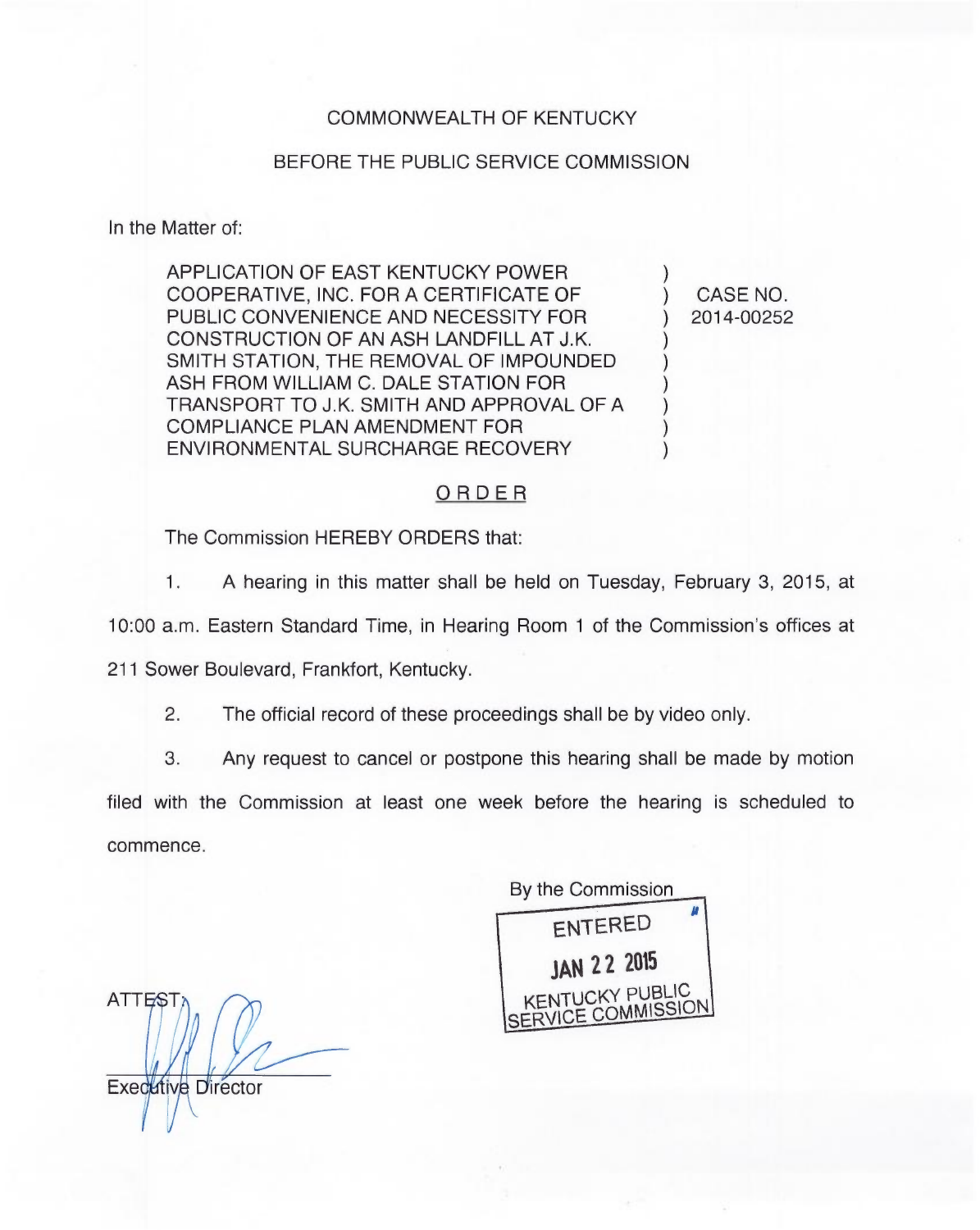COMMONWEALTH OF KENTUCKY

BEFORE THE PUBLIC SERVICE COMMISSION

In the Matter of:

| | | |
|---|---|---|
| APPLICATION OF EAST KENTUCKY POWER COOPERATIVE, INC. FOR A CERTIFICATE OF PUBLIC CONVENIENCE AND NECESSITY FOR CONSTRUCTION OF AN ASH LANDFILL AT J.K. SMITH STATION, THE REMOVAL OF IMPOUNDED ASH FROM WILLIAM C. DALE STATION FOR TRANSPORT TO J.K. SMITH AND APPROVAL OF A COMPLIANCE PLAN AMENDMENT FOR ENVIRONMENTAL SURCHARGE RECOVERY | ) | CASE NO. 2014-00252 |

## ORDER

The Commission HEREBY ORDERS that:

1. A hearing in this matter shall be held on Tuesday, February 3, 2015, at 10:00 a.m. Eastern Standard Time, in Hearing Room 1 of the Commission's offices at 211 Sower Boulevard, Frankfort, Kentucky.

2. The official record of these proceedings shall be by video only.

3. Any request to cancel or postpone this hearing shall be made by motion filed with the Commission at least one week before the hearing is scheduled to commence.

By the Commission

ENTERED
JAN 22 2015
KENTUCKY PUBLIC SERVICE COMMISSION

ATTEST:

Executive Director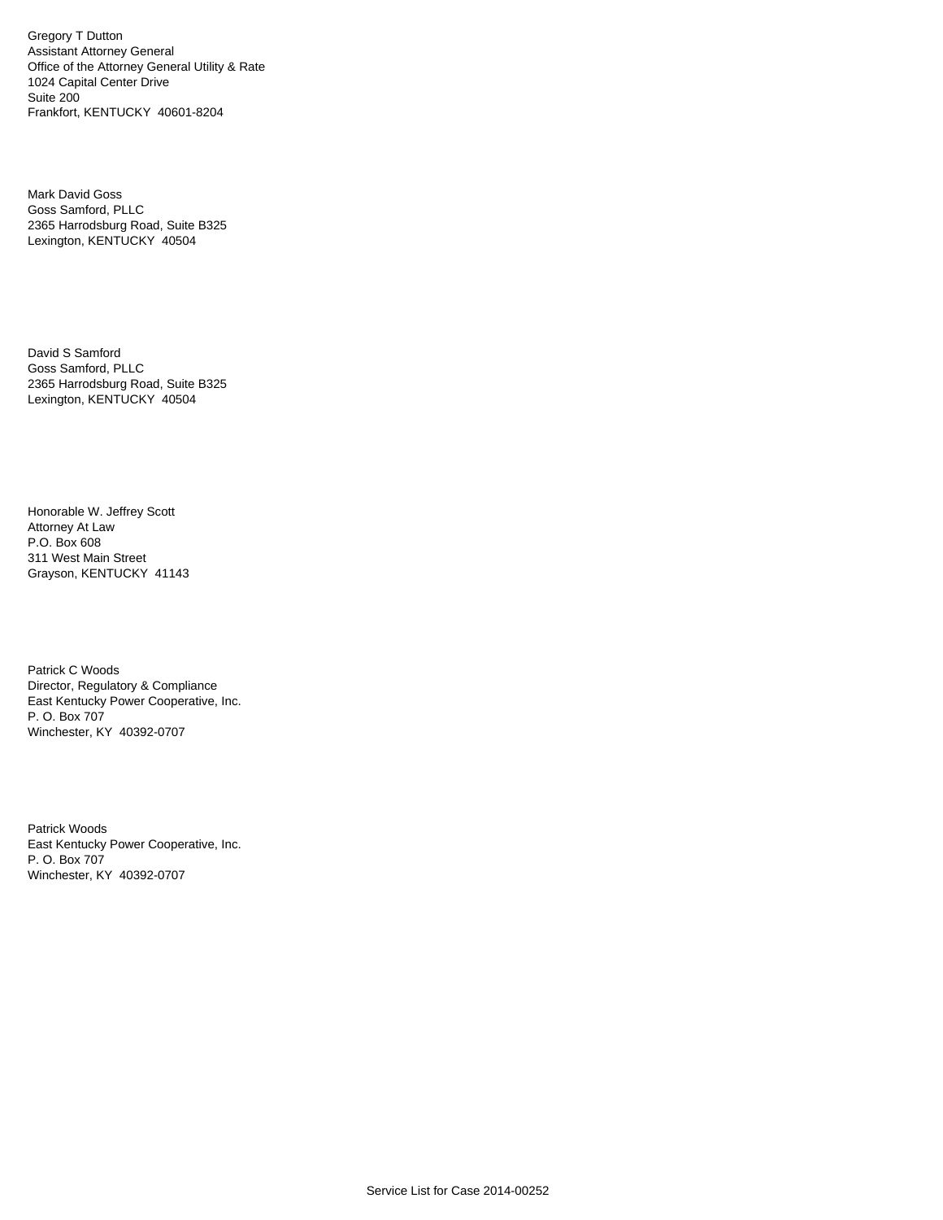Gregory T Dutton
Assistant Attorney General
Office of the Attorney General Utility & Rate
1024 Capital Center Drive
Suite 200
Frankfort, KENTUCKY 40601-8204

Mark David Goss
Goss Samford, PLLC
2365 Harrodsburg Road, Suite B325
Lexington, KENTUCKY 40504

David S Samford
Goss Samford, PLLC
2365 Harrodsburg Road, Suite B325
Lexington, KENTUCKY 40504

Honorable W. Jeffrey Scott
Attorney At Law
P.O. Box 608
311 West Main Street
Grayson, KENTUCKY 41143

Patrick C Woods
Director, Regulatory & Compliance
East Kentucky Power Cooperative, Inc.
P. O. Box 707
Winchester, KY 40392-0707

Patrick Woods
East Kentucky Power Cooperative, Inc.
P. O. Box 707
Winchester, KY 40392-0707

Service List for Case 2014-00252